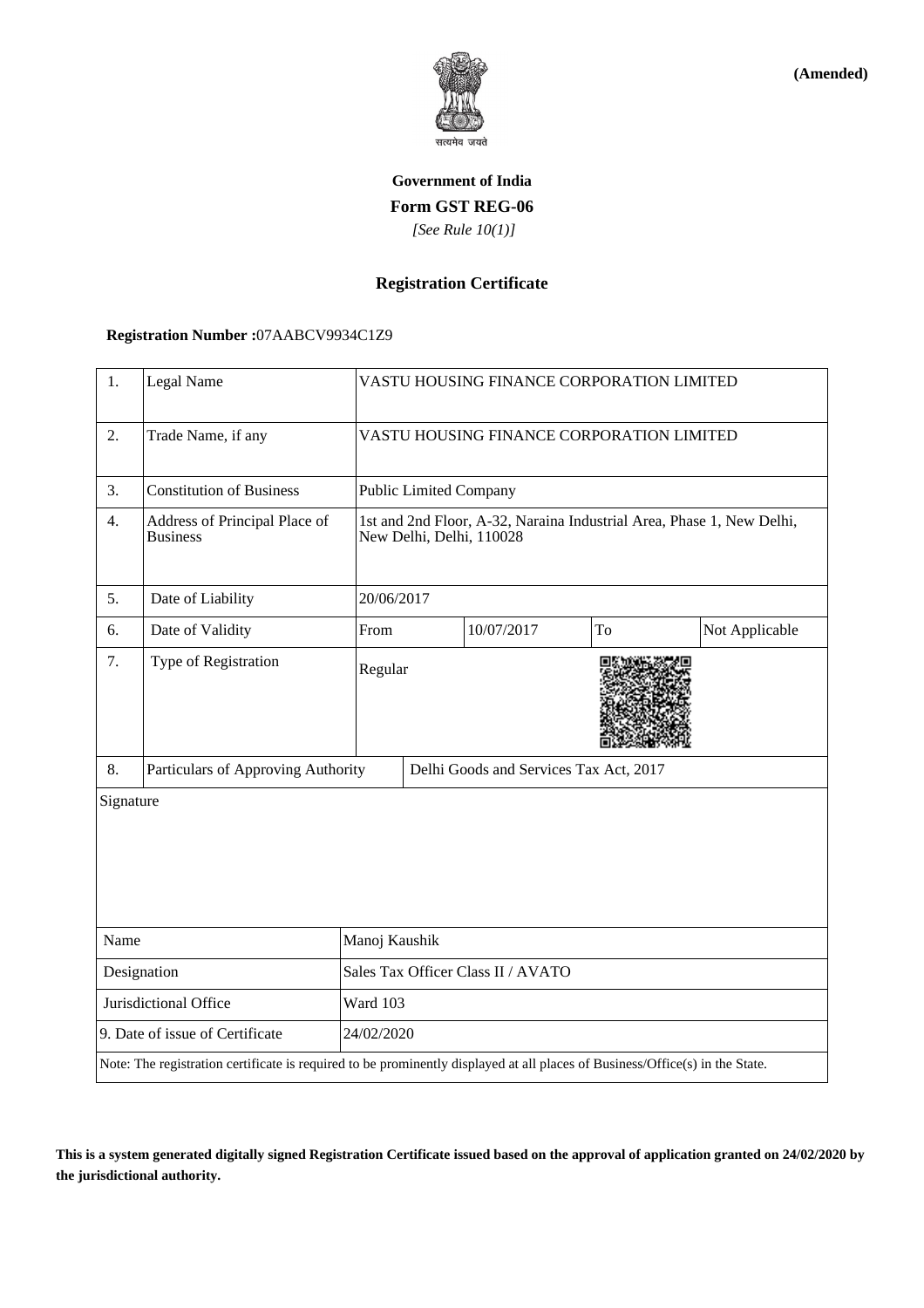**(Amended)**

सत्यमेव जयते

**Government of India**

**Form GST REG-06**

*[See Rule 10(1)]*

**Registration Certificate**

**Registration Number :**07AABCV9934C1Z9

| 1. | Legal Name | VASTU HOUSING FINANCE CORPORATION LIMITED | | | |
|---|---|---|---|---|---|
| 2. | Trade Name, if any | VASTU HOUSING FINANCE CORPORATION LIMITED | | | |
| 3. | Constitution of Business | Public Limited Company | | | |
| 4. | Address of Principal Place of Business | 1st and 2nd Floor, A-32, Naraina Industrial Area, Phase 1, New Delhi, New Delhi, Delhi, 110028 | | | |
| 5. | Date of Liability | 20/06/2017 | | | |
| 6. | Date of Validity | From | 10/07/2017 | To | Not Applicable |
| 7. | Type of Registration | Regular | | | |
| 8. | Particulars of Approving Authority | Delhi Goods and Services Tax Act, 2017 | | | |

Signature

| Name | Manoj Kaushik |
|---|---|
| Designation | Sales Tax Officer Class II / AVATO |
| Jurisdictional Office | Ward 103 |
| 9. Date of issue of Certificate | 24/02/2020 |

Note: The registration certificate is required to be prominently displayed at all places of Business/Office(s) in the State.

**This is a system generated digitally signed Registration Certificate issued based on the approval of application granted on 24/02/2020 by the jurisdictional authority.**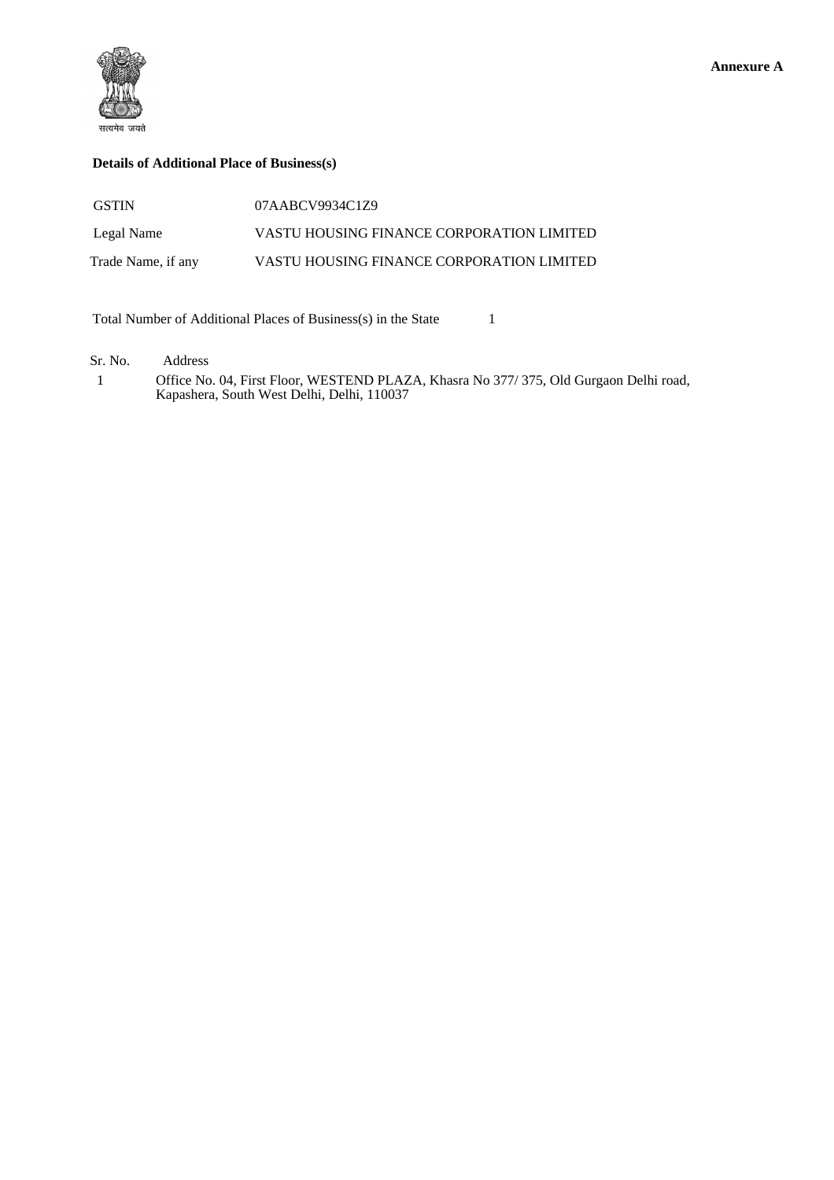सत्यमेव जयते

**Annexure A**

**Details of Additional Place of Business(s)**

| | |
|---|---|
| GSTIN | 07AABCV9934C1Z9 |
| Legal Name | VASTU HOUSING FINANCE CORPORATION LIMITED |
| Trade Name, if any | VASTU HOUSING FINANCE CORPORATION LIMITED |

Total Number of Additional Places of Business(s) in the State 1

| Sr. No. | Address |
|---|---|
| 1 | Office No. 04, First Floor, WESTEND PLAZA, Khasra No 377/ 375, Old Gurgaon Delhi road, Kapashera, South West Delhi, Delhi, 110037 |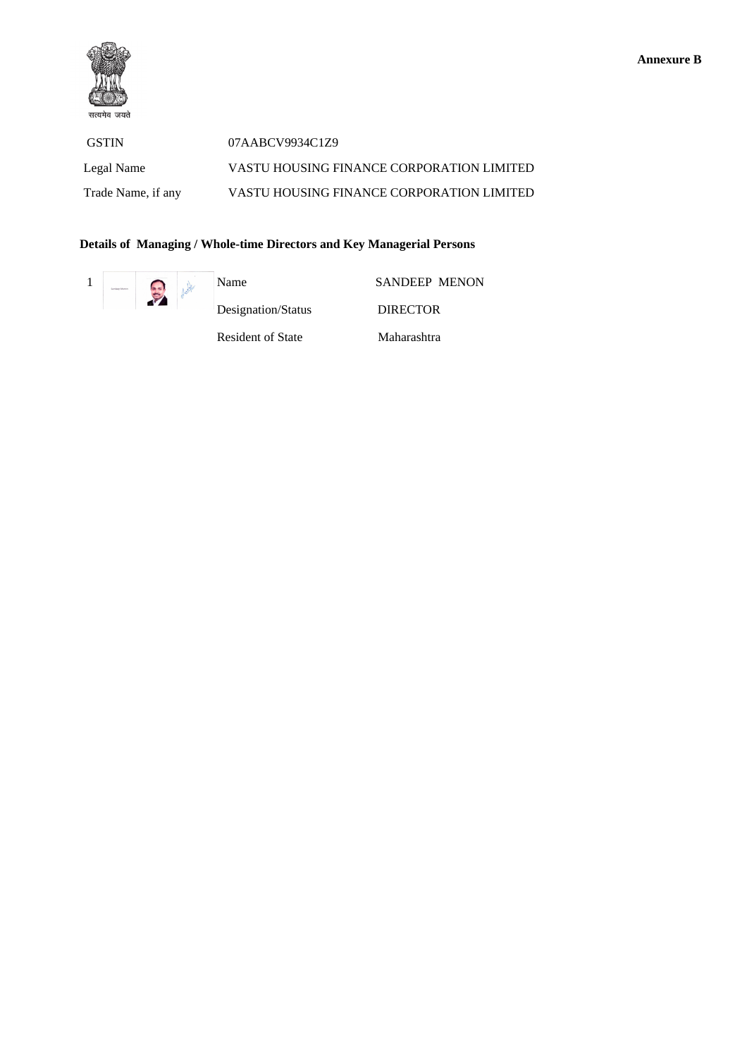**Annexure B**

| | |
|---|---|
| GSTIN | 07AABCV9934C1Z9 |
| Legal Name | VASTU HOUSING FINANCE CORPORATION LIMITED |
| Trade Name, if any | VASTU HOUSING FINANCE CORPORATION LIMITED |

**Details of Managing / Whole-time Directors and Key Managerial Persons**

| | | |
|---|---|---|
| 1 | Name | SANDEEP MENON |
| | Designation/Status | DIRECTOR |
| | Resident of State | Maharashtra |